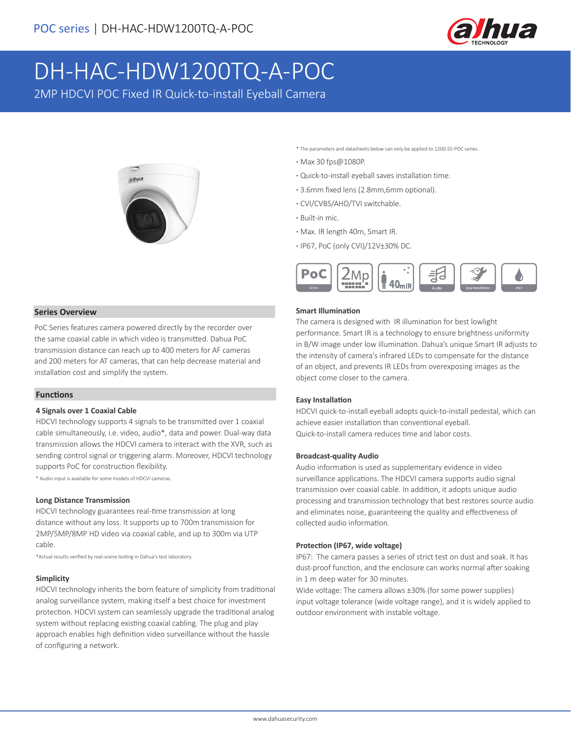# DH-HAC-HDW1200TQ-A-POC

2MP HDCVI POC Fixed IR Quick-to-install Eyeball Camera

* The parameters and datasheets below can only be applied to 1200-SS-POC series.

- Max 30 fps@1080P.
- Quick-to-install eyeball saves installation time.
- 3.6mm fixed lens (2.8mm,6mm optional).
- CVI/CVBS/AHD/TVI switchable.
- Built-in mic.
- Max. IR length 40m, Smart IR.
- IP67, PoC (only CVI)/12V±30% DC.

## Series Overview

PoC Series features camera powered directly by the recorder over the same coaxial cable in which video is transmitted. Dahua PoC transmission distance can reach up to 400 meters for AF cameras and 200 meters for AT cameras, that can help decrease material and installation cost and simplify the system.

## Functions

### 4 Signals over 1 Coaxial Cable

HDCVI technology supports 4 signals to be transmitted over 1 coaxial cable simultaneously, i.e. video, audio*, data and power. Dual-way data transmission allows the HDCVI camera to interact with the XVR, such as sending control signal or triggering alarm. Moreover, HDCVI technology supports PoC for construction flexibility.

* Audio input is available for some models of HDCVI cameras.

### Long Distance Transmission

HDCVI technology guarantees real-time transmission at long distance without any loss. It supports up to 700m transmission for 2MP/5MP/8MP HD video via coaxial cable, and up to 300m via UTP cable.

*Actual results verified by real-scene testing in Dahua's test laboratory.

### Simplicity

HDCVI technology inherits the born feature of simplicity from traditional analog surveillance system, making itself a best choice for investment protection. HDCVI system can seamlessly upgrade the traditional analog system without replacing existing coaxial cabling. The plug and play approach enables high definition video surveillance without the hassle of configuring a network.

### Smart Illumination

The camera is designed with IR illumination for best lowlight performance. Smart IR is a technology to ensure brightness uniformity in B/W image under low illumination. Dahua's unique Smart IR adjusts to the intensity of camera's infrared LEDs to compensate for the distance of an object, and prevents IR LEDs from overexposing images as the object come closer to the camera.

### Easy Installation

HDCVI quick-to-install eyeball adopts quick-to-install pedestal, which can achieve easier installation than conventional eyeball.
Quick-to-install camera reduces time and labor costs.

### Broadcast-quality Audio

Audio information is used as supplementary evidence in video surveillance applications. The HDCVI camera supports audio signal transmission over coaxial cable. In addition, it adopts unique audio processing and transmission technology that best restores source audio and eliminates noise, guaranteeing the quality and effectiveness of collected audio information.

### Protection (IP67, wide voltage)

IP67: The camera passes a series of strict test on dust and soak. It has dust-proof function, and the enclosure can works normal after soaking in 1 m deep water for 30 minutes.
Wide voltage: The camera allows ±30% (for some power supplies) input voltage tolerance (wide voltage range), and it is widely applied to outdoor environment with instable voltage.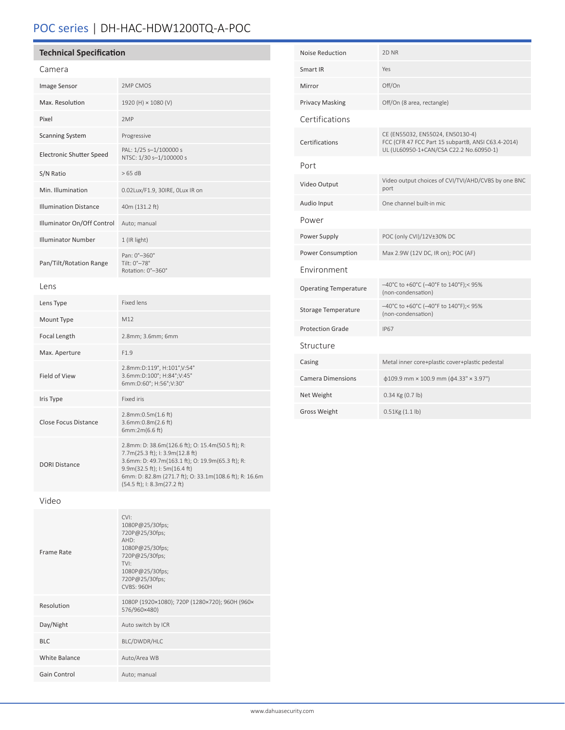# POC series | DH-HAC-HDW1200TQ-A-POC

## Technical Specification

### Camera

| | |
|---|---|
| Image Sensor | 2MP CMOS |
| Max. Resolution | 1920 (H) × 1080 (V) |
| Pixel | 2MP |
| Scanning System | Progressive |
| Electronic Shutter Speed | PAL: 1/25 s–1/100000 s<br>NTSC: 1/30 s–1/100000 s |
| S/N Ratio | > 65 dB |
| Min. Illumination | 0.02Lux/F1.9, 30IRE, 0Lux IR on |
| Illumination Distance | 40m (131.2 ft) |
| Illuminator On/Off Control | Auto; manual |
| Illuminator Number | 1 (IR light) |
| Pan/Tilt/Rotation Range | Pan: 0°–360°<br>Tilt: 0°–78°<br>Rotation: 0°–360° |

### Lens

| | |
|---|---|
| Lens Type | Fixed lens |
| Mount Type | M12 |
| Focal Length | 2.8mm; 3.6mm; 6mm |
| Max. Aperture | F1.9 |
| Field of View | 2.8mm:D:119°, H:101°,V:54°<br>3.6mm:D:100°; H:84°;V:45°<br>6mm:D:60°; H:56°;V:30° |
| Iris Type | Fixed iris |
| Close Focus Distance | 2.8mm:0.5m(1.6 ft)<br>3.6mm:0.8m(2.6 ft)<br>6mm:2m(6.6 ft) |
| DORI Distance | 2.8mm: D: 38.6m(126.6 ft); O: 15.4m(50.5 ft); R: 7.7m(25.3 ft); I: 3.9m(12.8 ft)<br>3.6mm: D: 49.7m(163.1 ft); O: 19.9m(65.3 ft); R: 9.9m(32.5 ft); I: 5m(16.4 ft)<br>6mm: D: 82.8m (271.7 ft); O: 33.1m(108.6 ft); R: 16.6m (54.5 ft); I: 8.3m(27.2 ft) |

### Video

| | |
|---|---|
| Frame Rate | CVI:<br>1080P@25/30fps;<br>720P@25/30fps;<br>AHD:<br>1080P@25/30fps;<br>720P@25/30fps;<br>TVI:<br>1080P@25/30fps;<br>720P@25/30fps;<br>CVBS: 960H |
| Resolution | 1080P (1920×1080); 720P (1280×720); 960H (960×576/960×480) |
| Day/Night | Auto switch by ICR |
| BLC | BLC/DWDR/HLC |
| White Balance | Auto/Area WB |
| Gain Control | Auto; manual |
| Noise Reduction | 2D NR |
| Smart IR | Yes |
| Mirror | Off/On |
| Privacy Masking | Off/On (8 area, rectangle) |

### Certifications

| | |
|---|---|
| Certifications | CE (EN55032, EN55024, EN50130-4)<br>FCC (CFR 47 FCC Part 15 subpartB, ANSI C63.4-2014)<br>UL (UL60950-1+CAN/CSA C22.2 No.60950-1) |

### Port

| | |
|---|---|
| Video Output | Video output choices of CVI/TVI/AHD/CVBS by one BNC port |
| Audio Input | One channel built-in mic |

### Power

| | |
|---|---|
| Power Supply | POC (only CVI)/12V±30% DC |
| Power Consumption | Max 2.9W (12V DC, IR on); POC (AF) |

### Environment

| | |
|---|---|
| Operating Temperature | –40°C to +60°C (–40°F to 140°F);< 95% (non-condensation) |
| Storage Temperature | –40°C to +60°C (–40°F to 140°F);< 95% (non-condensation) |
| Protection Grade | IP67 |

### Structure

| | |
|---|---|
| Casing | Metal inner core+plastic cover+plastic pedestal |
| Camera Dimensions | ϕ109.9 mm × 100.9 mm (ϕ4.33" × 3.97") |
| Net Weight | 0.34 Kg (0.7 lb) |
| Gross Weight | 0.51Kg (1.1 lb) |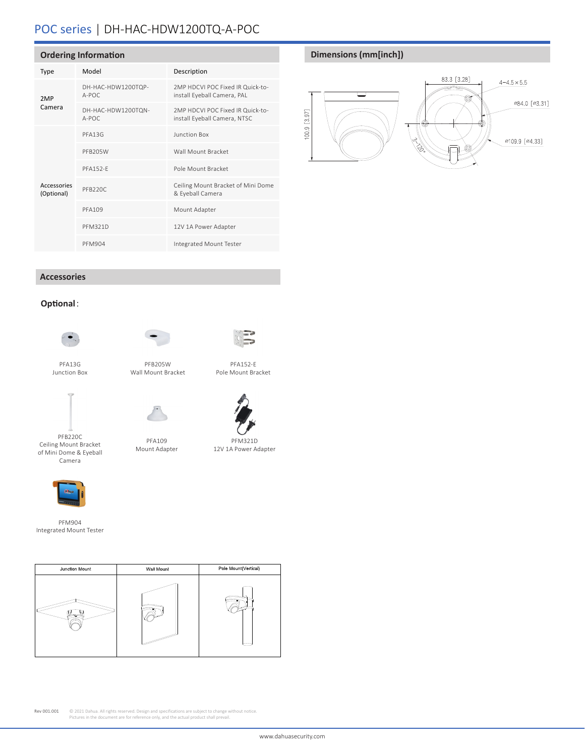# POC series | DH-HAC-HDW1200TQ-A-POC

## Ordering Information

| Type | Model | Description |
|---|---|---|
| 2MP Camera | DH-HAC-HDW1200TQP-A-POC | 2MP HDCVI POC Fixed IR Quick-to-install Eyeball Camera, PAL |
| | DH-HAC-HDW1200TQN-A-POC | 2MP HDCVI POC Fixed IR Quick-to-install Eyeball Camera, NTSC |
| Accessories (Optional) | PFA13G | Junction Box |
| | PFB205W | Wall Mount Bracket |
| | PFA152-E | Pole Mount Bracket |
| | PFB220C | Ceiling Mount Bracket of Mini Dome & Eyeball Camera |
| | PFA109 | Mount Adapter |
| | PFM321D | 12V 1A Power Adapter |
| | PFM904 | Integrated Mount Tester |

## Dimensions (mm[inch])

83.3 [3.28]

4-4.5×5.5

⌀84.0 [⌀3.31]

100.9 [3.97]

3~120°

⌀109.9 [⌀4.33]

## Accessories

**Optional**:

PFA13G
Junction Box

PFB205W
Wall Mount Bracket

PFA152-E
Pole Mount Bracket

PFB220C
Ceiling Mount Bracket of Mini Dome & Eyeball Camera

PFA109
Mount Adapter

PFM321D
12V 1A Power Adapter

PFM904
Integrated Mount Tester

Junction Mount

Wall Mount

Pole Mount(Vertical)

Rev 001.001

© 2021 Dahua. All rights reserved. Design and specifications are subject to change without notice.
Pictures in the document are for reference only, and the actual product shall prevail.

www.dahuasecurity.com